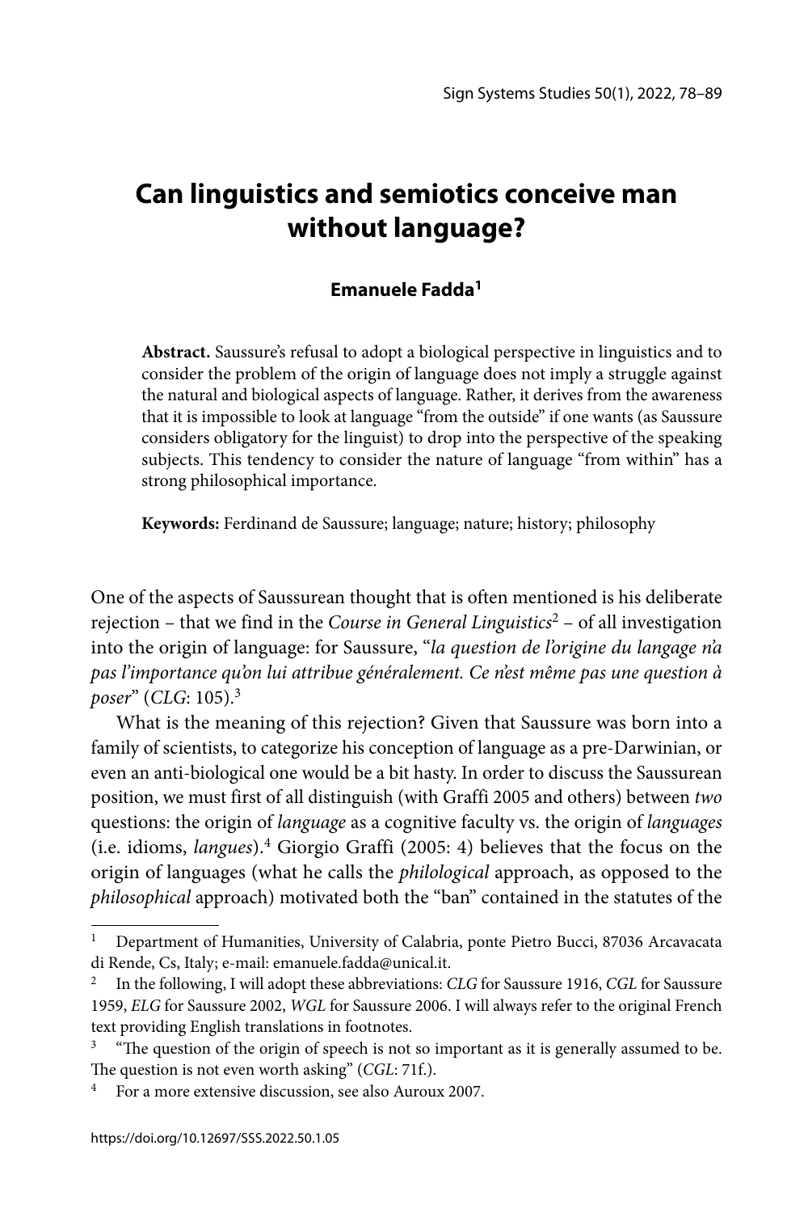# Can linguistics and semiotics conceive man without language?

**Emanuele Fadda**[1]

**Abstract.** Saussure's refusal to adopt a biological perspective in linguistics and to consider the problem of the origin of language does not imply a struggle against the natural and biological aspects of language. Rather, it derives from the awareness that it is impossible to look at language "from the outside" if one wants (as Saussure considers obligatory for the linguist) to drop into the perspective of the speaking subjects. This tendency to consider the nature of language "from within" has a strong philosophical importance.

**Keywords:** Ferdinand de Saussure; language; nature; history; philosophy

One of the aspects of Saussurean thought that is often mentioned is his deliberate rejection – that we find in the *Course in General Linguistics*[2] – of all investigation into the origin of language: for Saussure, "*la question de l'origine du langage n'a pas l'importance qu'on lui attribue généralement. Ce n'est même pas une question à poser*" (*CLG*: 105).[3]

What is the meaning of this rejection? Given that Saussure was born into a family of scientists, to categorize his conception of language as a pre-Darwinian, or even an anti-biological one would be a bit hasty. In order to discuss the Saussurean position, we must first of all distinguish (with Graffi 2005 and others) between *two* questions: the origin of *language* as a cognitive faculty vs. the origin of *languages* (i.e. idioms, *langues*).[4] Giorgio Graffi (2005: 4) believes that the focus on the origin of languages (what he calls the *philological* approach, as opposed to the *philosophical* approach) motivated both the "ban" contained in the statutes of the

---

[1] Department of Humanities, University of Calabria, ponte Pietro Bucci, 87036 Arcavacata di Rende, Cs, Italy; e-mail: emanuele.fadda@unical.it.

[2] In the following, I will adopt these abbreviations: *CLG* for Saussure 1916, *CGL* for Saussure 1959, *ELG* for Saussure 2002, *WGL* for Saussure 2006. I will always refer to the original French text providing English translations in footnotes.

[3] "The question of the origin of speech is not so important as it is generally assumed to be. The question is not even worth asking" (*CGL*: 71f.).

[4] For a more extensive discussion, see also Auroux 2007.

https://doi.org/10.12697/SSS.2022.50.1.05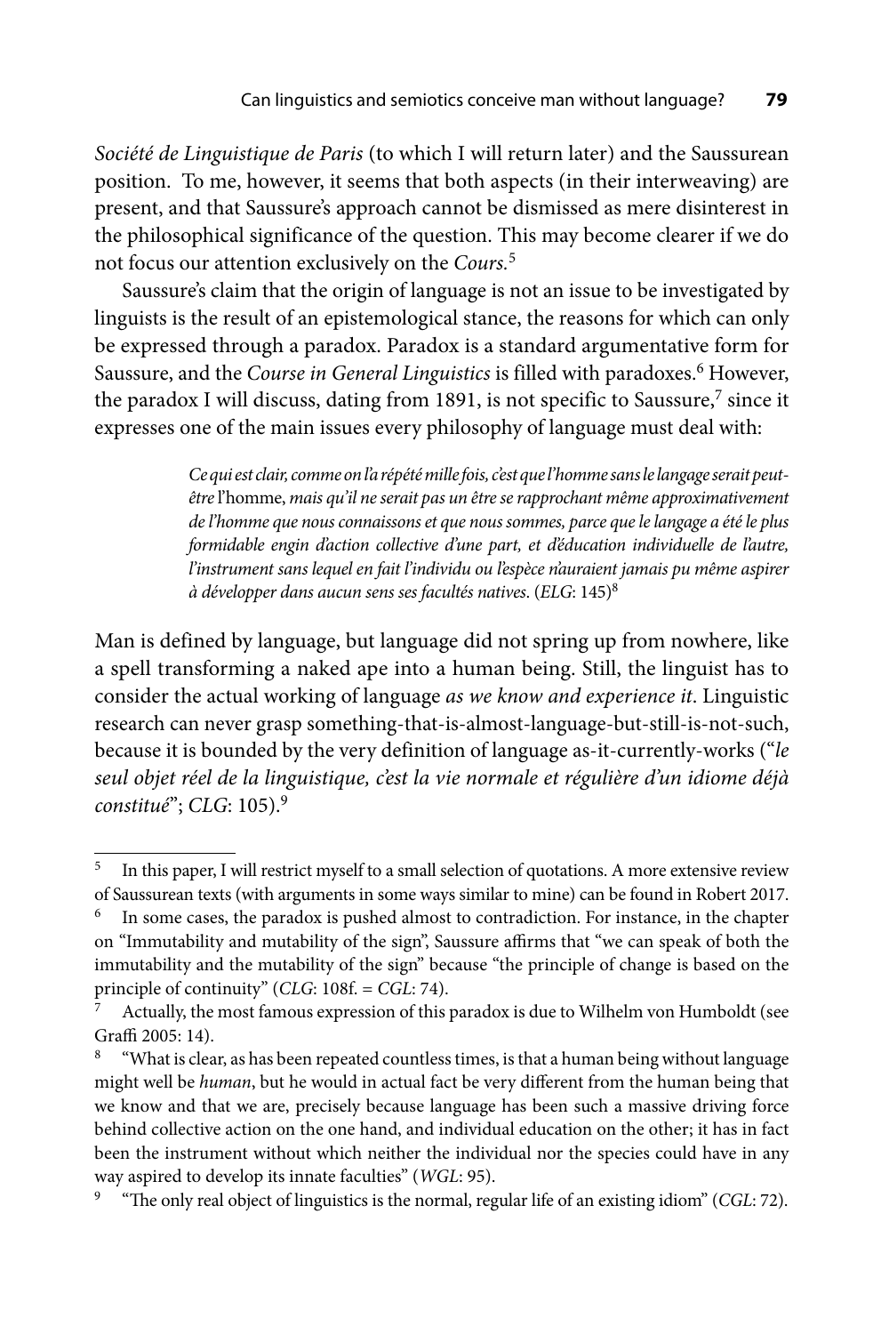*Société de Linguistique de Paris* (to which I will return later) and the Saussurean position. To me, however, it seems that both aspects (in their interweaving) are present, and that Saussure's approach cannot be dismissed as mere disinterest in the philosophical significance of the question. This may become clearer if we do not focus our attention exclusively on the *Cours*.[5]

Saussure's claim that the origin of language is not an issue to be investigated by linguists is the result of an epistemological stance, the reasons for which can only be expressed through a paradox. Paradox is a standard argumentative form for Saussure, and the *Course in General Linguistics* is filled with paradoxes.[6] However, the paradox I will discuss, dating from 1891, is not specific to Saussure,[7] since it expresses one of the main issues every philosophy of language must deal with:

> *Ce qui est clair, comme on l'a répété mille fois, c'est que l'homme sans le langage serait peut-être* l'homme, *mais qu'il ne serait pas un être se rapprochant même approximativement de l'homme que nous connaissons et que nous sommes, parce que le langage a été le plus formidable engin d'action collective d'une part, et d'éducation individuelle de l'autre, l'instrument sans lequel en fait l'individu ou l'espèce n'auraient jamais pu même aspirer à développer dans aucun sens ses facultés natives*. (*ELG*: 145)[8]

Man is defined by language, but language did not spring up from nowhere, like a spell transforming a naked ape into a human being. Still, the linguist has to consider the actual working of language *as we know and experience it*. Linguistic research can never grasp something-that-is-almost-language-but-still-is-not-such, because it is bounded by the very definition of language as-it-currently-works ("*le seul objet réel de la linguistique, c'est la vie normale et régulière d'un idiome déjà constitué*"; *CLG*: 105).[9]

---

[5] In this paper, I will restrict myself to a small selection of quotations. A more extensive review of Saussurean texts (with arguments in some ways similar to mine) can be found in Robert 2017.

[6] In some cases, the paradox is pushed almost to contradiction. For instance, in the chapter on "Immutability and mutability of the sign", Saussure affirms that "we can speak of both the immutability and the mutability of the sign" because "the principle of change is based on the principle of continuity" (*CLG*: 108f. = *CGL*: 74).

[7] Actually, the most famous expression of this paradox is due to Wilhelm von Humboldt (see Graffi 2005: 14).

[8] "What is clear, as has been repeated countless times, is that a human being without language might well be *human*, but he would in actual fact be very different from the human being that we know and that we are, precisely because language has been such a massive driving force behind collective action on the one hand, and individual education on the other; it has in fact been the instrument without which neither the individual nor the species could have in any way aspired to develop its innate faculties" (*WGL*: 95).

[9] "The only real object of linguistics is the normal, regular life of an existing idiom" (*CGL*: 72).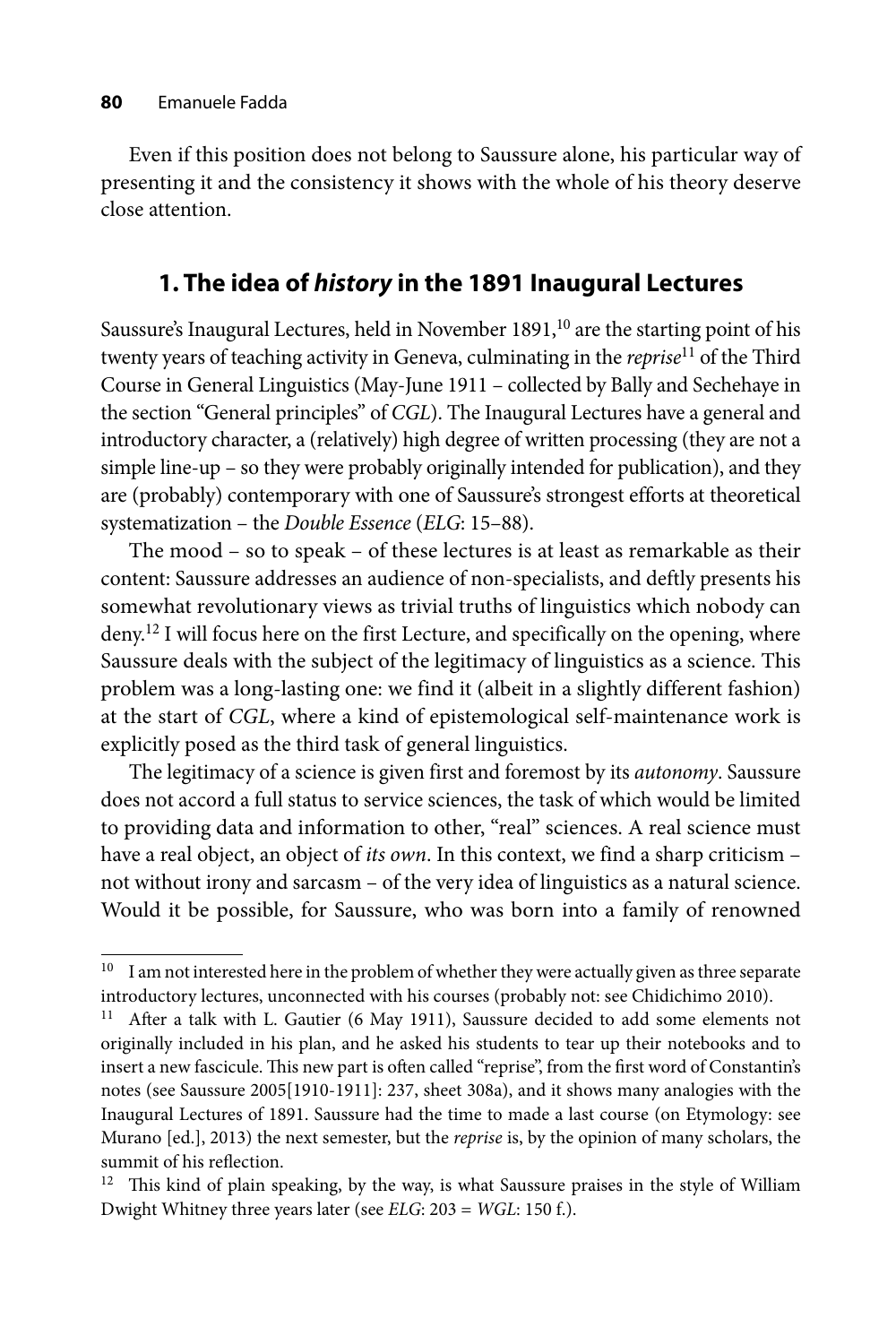Even if this position does not belong to Saussure alone, his particular way of presenting it and the consistency it shows with the whole of his theory deserve close attention.

## 1. The idea of *history* in the 1891 Inaugural Lectures

Saussure's Inaugural Lectures, held in November 1891,[10] are the starting point of his twenty years of teaching activity in Geneva, culminating in the *reprise*[11] of the Third Course in General Linguistics (May-June 1911 – collected by Bally and Sechehaye in the section "General principles" of *CGL*). The Inaugural Lectures have a general and introductory character, a (relatively) high degree of written processing (they are not a simple line-up – so they were probably originally intended for publication), and they are (probably) contemporary with one of Saussure's strongest efforts at theoretical systematization – the *Double Essence* (*ELG*: 15–88).

The mood – so to speak – of these lectures is at least as remarkable as their content: Saussure addresses an audience of non-specialists, and deftly presents his somewhat revolutionary views as trivial truths of linguistics which nobody can deny.[12] I will focus here on the first Lecture, and specifically on the opening, where Saussure deals with the subject of the legitimacy of linguistics as a science. This problem was a long-lasting one: we find it (albeit in a slightly different fashion) at the start of *CGL*, where a kind of epistemological self-maintenance work is explicitly posed as the third task of general linguistics.

The legitimacy of a science is given first and foremost by its *autonomy*. Saussure does not accord a full status to service sciences, the task of which would be limited to providing data and information to other, "real" sciences. A real science must have a real object, an object of *its own*. In this context, we find a sharp criticism – not without irony and sarcasm – of the very idea of linguistics as a natural science. Would it be possible, for Saussure, who was born into a family of renowned

---

[10] I am not interested here in the problem of whether they were actually given as three separate introductory lectures, unconnected with his courses (probably not: see Chidichimo 2010).

[11] After a talk with L. Gautier (6 May 1911), Saussure decided to add some elements not originally included in his plan, and he asked his students to tear up their notebooks and to insert a new fascicule. This new part is often called "reprise", from the first word of Constantin's notes (see Saussure 2005[1910-1911]: 237, sheet 308a), and it shows many analogies with the Inaugural Lectures of 1891. Saussure had the time to made a last course (on Etymology: see Murano [ed.], 2013) the next semester, but the *reprise* is, by the opinion of many scholars, the summit of his reflection.

[12] This kind of plain speaking, by the way, is what Saussure praises in the style of William Dwight Whitney three years later (see *ELG*: 203 = *WGL*: 150 f.).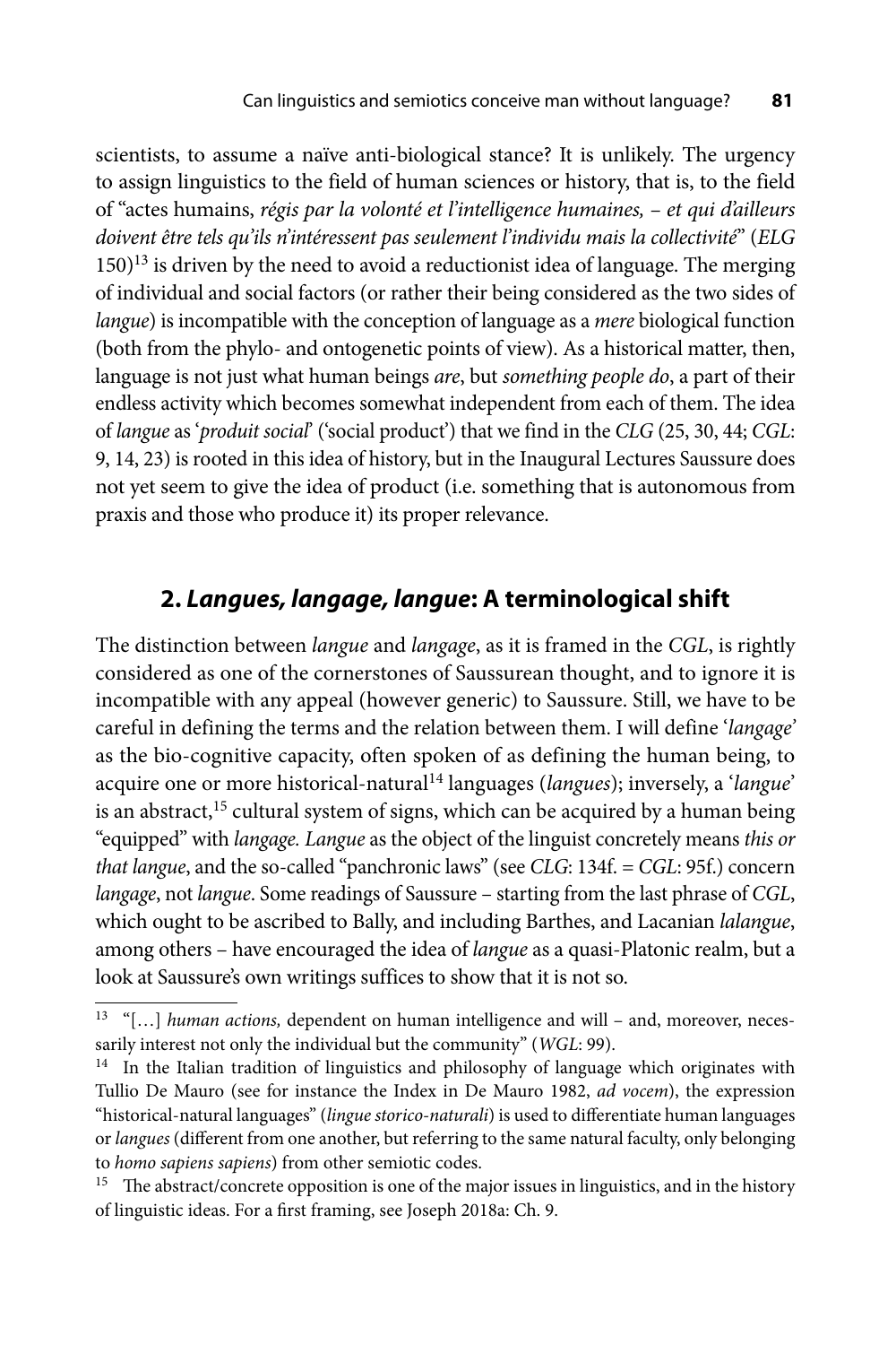scientists, to assume a naïve anti-biological stance? It is unlikely. The urgency to assign linguistics to the field of human sciences or history, that is, to the field of "actes humains, *régis par la volonté et l'intelligence humaines, – et qui d'ailleurs doivent être tels qu'ils n'intéressent pas seulement l'individu mais la collectivité*" (*ELG* 150)[13] is driven by the need to avoid a reductionist idea of language. The merging of individual and social factors (or rather their being considered as the two sides of *langue*) is incompatible with the conception of language as a *mere* biological function (both from the phylo- and ontogenetic points of view). As a historical matter, then, language is not just what human beings *are*, but *something people do*, a part of their endless activity which becomes somewhat independent from each of them. The idea of *langue* as '*produit social*' ('social product') that we find in the *CLG* (25, 30, 44; *CGL*: 9, 14, 23) is rooted in this idea of history, but in the Inaugural Lectures Saussure does not yet seem to give the idea of product (i.e. something that is autonomous from praxis and those who produce it) its proper relevance.

## 2. *Langues, langage, langue*: A terminological shift

The distinction between *langue* and *langage*, as it is framed in the *CGL*, is rightly considered as one of the cornerstones of Saussurean thought, and to ignore it is incompatible with any appeal (however generic) to Saussure. Still, we have to be careful in defining the terms and the relation between them. I will define '*langage*' as the bio-cognitive capacity, often spoken of as defining the human being, to acquire one or more historical-natural[14] languages (*langues*); inversely, a '*langue*' is an abstract,[15] cultural system of signs, which can be acquired by a human being "equipped" with *langage. Langue* as the object of the linguist concretely means *this or that langue*, and the so-called "panchronic laws" (see *CLG*: 134f. = *CGL*: 95f.) concern *langage*, not *langue*. Some readings of Saussure – starting from the last phrase of *CGL*, which ought to be ascribed to Bally, and including Barthes, and Lacanian *lalangue*, among others – have encouraged the idea of *langue* as a quasi-Platonic realm, but a look at Saussure's own writings suffices to show that it is not so.

---

[13] "[…] *human actions,* dependent on human intelligence and will – and, moreover, necessarily interest not only the individual but the community" (*WGL*: 99).

[14] In the Italian tradition of linguistics and philosophy of language which originates with Tullio De Mauro (see for instance the Index in De Mauro 1982, *ad vocem*), the expression "historical-natural languages" (*lingue storico-naturali*) is used to differentiate human languages or *langues* (different from one another, but referring to the same natural faculty, only belonging to *homo sapiens sapiens*) from other semiotic codes.

[15] The abstract/concrete opposition is one of the major issues in linguistics, and in the history of linguistic ideas. For a first framing, see Joseph 2018a: Ch. 9.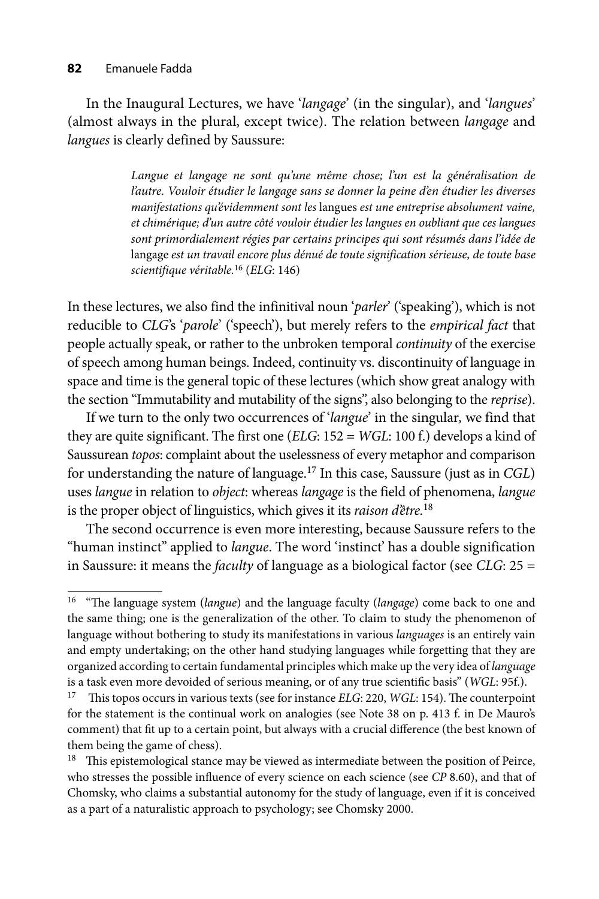In the Inaugural Lectures, we have '*langage*' (in the singular), and '*langues*' (almost always in the plural, except twice). The relation between *langage* and *langues* is clearly defined by Saussure:

> *Langue et langage ne sont qu'une même chose; l'un est la généralisation de l'autre. Vouloir étudier le langage sans se donner la peine d'en étudier les diverses manifestations qu'évidemment sont les* langues *est une entreprise absolument vaine, et chimérique; d'un autre côté vouloir étudier les langues en oubliant que ces langues sont primordialement régies par certains principes qui sont résumés dans l'idée de* langage *est un travail encore plus dénué de toute signification sérieuse, de toute base scientifique véritable.*[16] (*ELG*: 146)

In these lectures, we also find the infinitival noun '*parler*' ('speaking'), which is not reducible to *CLG*'s '*parole*' ('speech'), but merely refers to the *empirical fact* that people actually speak, or rather to the unbroken temporal *continuity* of the exercise of speech among human beings. Indeed, continuity vs. discontinuity of language in space and time is the general topic of these lectures (which show great analogy with the section "Immutability and mutability of the signs", also belonging to the *reprise*).

If we turn to the only two occurrences of '*langue*' in the singular, we find that they are quite significant. The first one (*ELG*: 152 = *WGL*: 100 f.) develops a kind of Saussurean *topos*: complaint about the uselessness of every metaphor and comparison for understanding the nature of language.[17] In this case, Saussure (just as in *CGL*) uses *langue* in relation to *object*: whereas *langage* is the field of phenomena, *langue* is the proper object of linguistics, which gives it its *raison d'être.*[18]

The second occurrence is even more interesting, because Saussure refers to the "human instinct" applied to *langue*. The word 'instinct' has a double signification in Saussure: it means the *faculty* of language as a biological factor (see *CLG*: 25 =

---

[16] "The language system (*langue*) and the language faculty (*langage*) come back to one and the same thing; one is the generalization of the other. To claim to study the phenomenon of language without bothering to study its manifestations in various *languages* is an entirely vain and empty undertaking; on the other hand studying languages while forgetting that they are organized according to certain fundamental principles which make up the very idea of *language* is a task even more devoided of serious meaning, or of any true scientific basis" (*WGL*: 95f.).

[17] This topos occurs in various texts (see for instance *ELG*: 220, *WGL*: 154). The counterpoint for the statement is the continual work on analogies (see Note 38 on p. 413 f. in De Mauro's comment) that fit up to a certain point, but always with a crucial difference (the best known of them being the game of chess).

[18] This epistemological stance may be viewed as intermediate between the position of Peirce, who stresses the possible influence of every science on each science (see *CP* 8.60), and that of Chomsky, who claims a substantial autonomy for the study of language, even if it is conceived as a part of a naturalistic approach to psychology; see Chomsky 2000.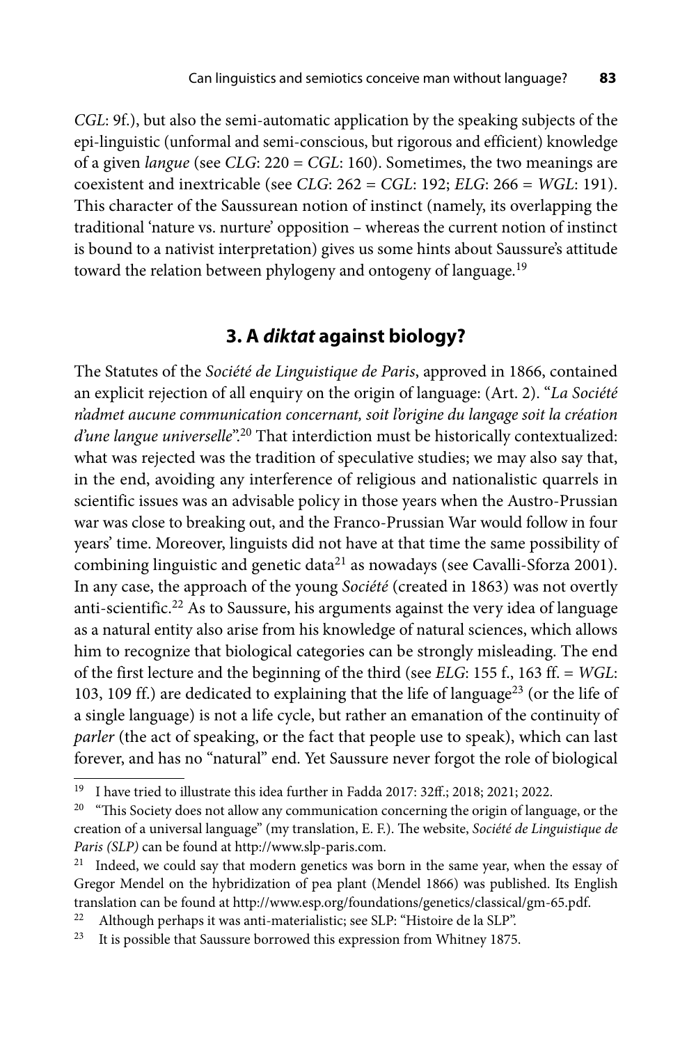*CGL*: 9f.), but also the semi-automatic application by the speaking subjects of the epi-linguistic (unformal and semi-conscious, but rigorous and efficient) knowledge of a given *langue* (see *CLG*: 220 = *CGL*: 160). Sometimes, the two meanings are coexistent and inextricable (see *CLG*: 262 = *CGL*: 192; *ELG*: 266 = *WGL*: 191). This character of the Saussurean notion of instinct (namely, its overlapping the traditional 'nature vs. nurture' opposition – whereas the current notion of instinct is bound to a nativist interpretation) gives us some hints about Saussure's attitude toward the relation between phylogeny and ontogeny of language.[19]

## 3. A *diktat* against biology?

The Statutes of the *Société de Linguistique de Paris*, approved in 1866, contained an explicit rejection of all enquiry on the origin of language: (Art. 2). "*La Société n'admet aucune communication concernant, soit l'origine du langage soit la création d'une langue universelle*".[20] That interdiction must be historically contextualized: what was rejected was the tradition of speculative studies; we may also say that, in the end, avoiding any interference of religious and nationalistic quarrels in scientific issues was an advisable policy in those years when the Austro-Prussian war was close to breaking out, and the Franco-Prussian War would follow in four years' time. Moreover, linguists did not have at that time the same possibility of combining linguistic and genetic data[21] as nowadays (see Cavalli-Sforza 2001). In any case, the approach of the young *Société* (created in 1863) was not overtly anti-scientific.[22] As to Saussure, his arguments against the very idea of language as a natural entity also arise from his knowledge of natural sciences, which allows him to recognize that biological categories can be strongly misleading. The end of the first lecture and the beginning of the third (see *ELG*: 155 f., 163 ff. = *WGL*: 103, 109 ff.) are dedicated to explaining that the life of language[23] (or the life of a single language) is not a life cycle, but rather an emanation of the continuity of *parler* (the act of speaking, or the fact that people use to speak), which can last forever, and has no "natural" end. Yet Saussure never forgot the role of biological

---

[19] I have tried to illustrate this idea further in Fadda 2017: 32ff.; 2018; 2021; 2022.

[20] "This Society does not allow any communication concerning the origin of language, or the creation of a universal language" (my translation, E. F.). The website, *Société de Linguistique de Paris (SLP)* can be found at http://www.slp-paris.com.

[21] Indeed, we could say that modern genetics was born in the same year, when the essay of Gregor Mendel on the hybridization of pea plant (Mendel 1866) was published. Its English translation can be found at http://www.esp.org/foundations/genetics/classical/gm-65.pdf.

[22] Although perhaps it was anti-materialistic; see SLP: "Histoire de la SLP".

[23] It is possible that Saussure borrowed this expression from Whitney 1875.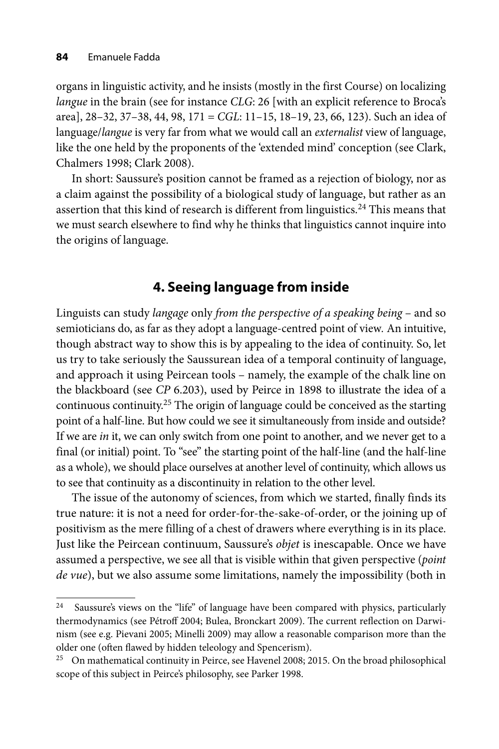organs in linguistic activity, and he insists (mostly in the first Course) on localizing *langue* in the brain (see for instance *CLG*: 26 [with an explicit reference to Broca's area], 28–32, 37–38, 44, 98, 171 = *CGL*: 11–15, 18–19, 23, 66, 123). Such an idea of language/*langue* is very far from what we would call an *externalist* view of language, like the one held by the proponents of the 'extended mind' conception (see Clark, Chalmers 1998; Clark 2008).

In short: Saussure's position cannot be framed as a rejection of biology, nor as a claim against the possibility of a biological study of language, but rather as an assertion that this kind of research is different from linguistics.[24] This means that we must search elsewhere to find why he thinks that linguistics cannot inquire into the origins of language.

## 4. Seeing language from inside

Linguists can study *langage* only *from the perspective of a speaking being* – and so semioticians do, as far as they adopt a language-centred point of view. An intuitive, though abstract way to show this is by appealing to the idea of continuity. So, let us try to take seriously the Saussurean idea of a temporal continuity of language, and approach it using Peircean tools – namely, the example of the chalk line on the blackboard (see *CP* 6.203), used by Peirce in 1898 to illustrate the idea of a continuous continuity.[25] The origin of language could be conceived as the starting point of a half-line. But how could we see it simultaneously from inside and outside? If we are *in* it, we can only switch from one point to another, and we never get to a final (or initial) point. To "see" the starting point of the half-line (and the half-line as a whole), we should place ourselves at another level of continuity, which allows us to see that continuity as a discontinuity in relation to the other level.

The issue of the autonomy of sciences, from which we started, finally finds its true nature: it is not a need for order-for-the-sake-of-order, or the joining up of positivism as the mere filling of a chest of drawers where everything is in its place. Just like the Peircean continuum, Saussure's *objet* is inescapable. Once we have assumed a perspective, we see all that is visible within that given perspective (*point de vue*), but we also assume some limitations, namely the impossibility (both in

---

[24] Saussure's views on the "life" of language have been compared with physics, particularly thermodynamics (see Pétroff 2004; Bulea, Bronckart 2009). The current reflection on Darwinism (see e.g. Pievani 2005; Minelli 2009) may allow a reasonable comparison more than the older one (often flawed by hidden teleology and Spencerism).

[25] On mathematical continuity in Peirce, see Havenel 2008; 2015. On the broad philosophical scope of this subject in Peirce's philosophy, see Parker 1998.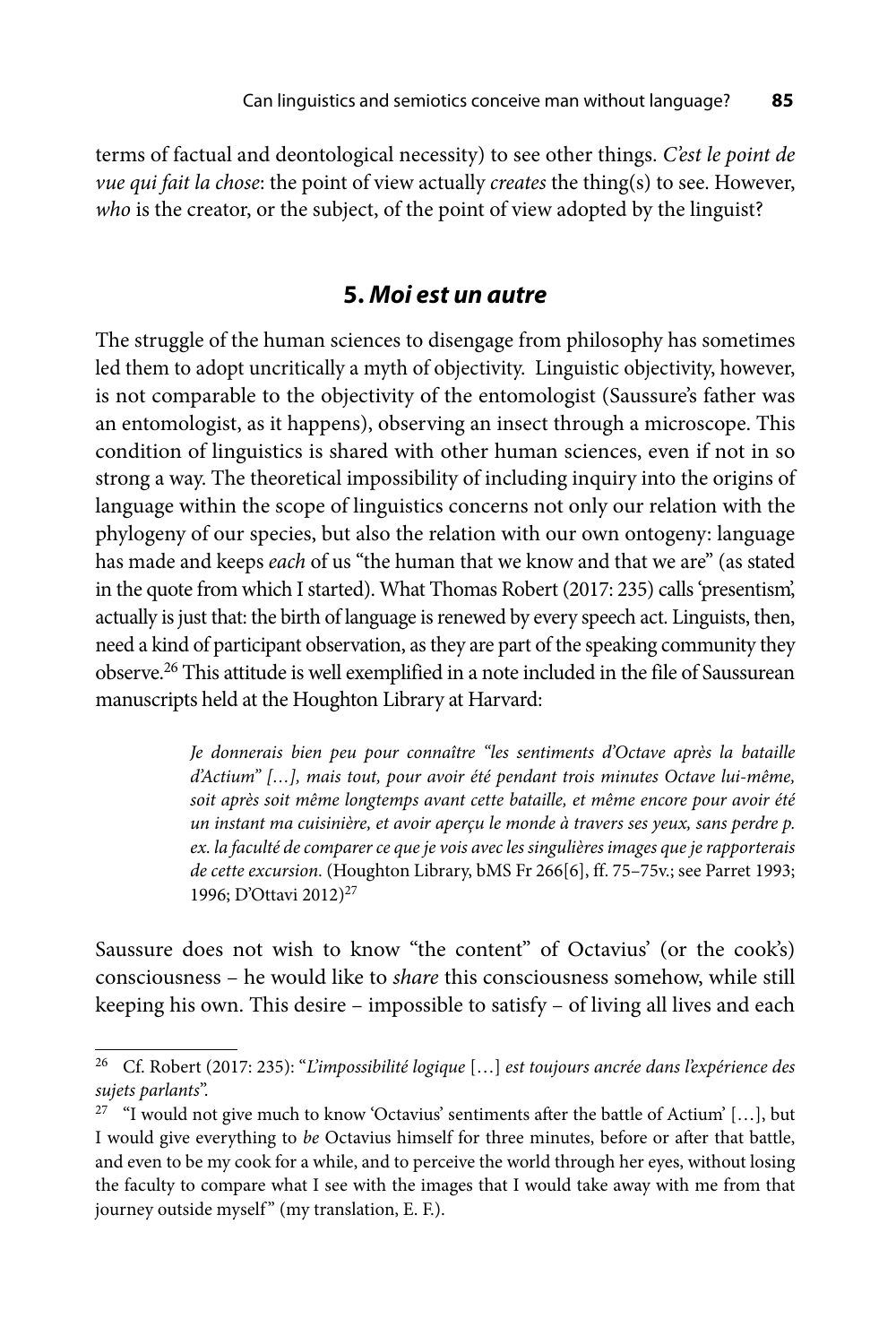terms of factual and deontological necessity) to see other things. *C'est le point de vue qui fait la chose*: the point of view actually *creates* the thing(s) to see. However, *who* is the creator, or the subject, of the point of view adopted by the linguist?

## 5. *Moi est un autre*

The struggle of the human sciences to disengage from philosophy has sometimes led them to adopt uncritically a myth of objectivity. Linguistic objectivity, however, is not comparable to the objectivity of the entomologist (Saussure's father was an entomologist, as it happens), observing an insect through a microscope. This condition of linguistics is shared with other human sciences, even if not in so strong a way. The theoretical impossibility of including inquiry into the origins of language within the scope of linguistics concerns not only our relation with the phylogeny of our species, but also the relation with our own ontogeny: language has made and keeps *each* of us "the human that we know and that we are" (as stated in the quote from which I started). What Thomas Robert (2017: 235) calls 'presentism', actually is just that: the birth of language is renewed by every speech act. Linguists, then, need a kind of participant observation, as they are part of the speaking community they observe.[26] This attitude is well exemplified in a note included in the file of Saussurean manuscripts held at the Houghton Library at Harvard:

> *Je donnerais bien peu pour connaître "les sentiments d'Octave après la bataille d'Actium" […], mais tout, pour avoir été pendant trois minutes Octave lui-même, soit après soit même longtemps avant cette bataille, et même encore pour avoir été un instant ma cuisinière, et avoir aperçu le monde à travers ses yeux, sans perdre p. ex. la faculté de comparer ce que je vois avec les singulières images que je rapporterais de cette excursion*. (Houghton Library, bMS Fr 266[6], ff. 75–75v.; see Parret 1993; 1996; D'Ottavi 2012)[27]

Saussure does not wish to know "the content" of Octavius' (or the cook's) consciousness – he would like to *share* this consciousness somehow, while still keeping his own. This desire – impossible to satisfy – of living all lives and each

---

[26] Cf. Robert (2017: 235): "*L'impossibilité logique* […] *est toujours ancrée dans l'expérience des sujets parlants*".

[27] "I would not give much to know 'Octavius' sentiments after the battle of Actium' […], but I would give everything to *be* Octavius himself for three minutes, before or after that battle, and even to be my cook for a while, and to perceive the world through her eyes, without losing the faculty to compare what I see with the images that I would take away with me from that journey outside myself" (my translation, E. F.).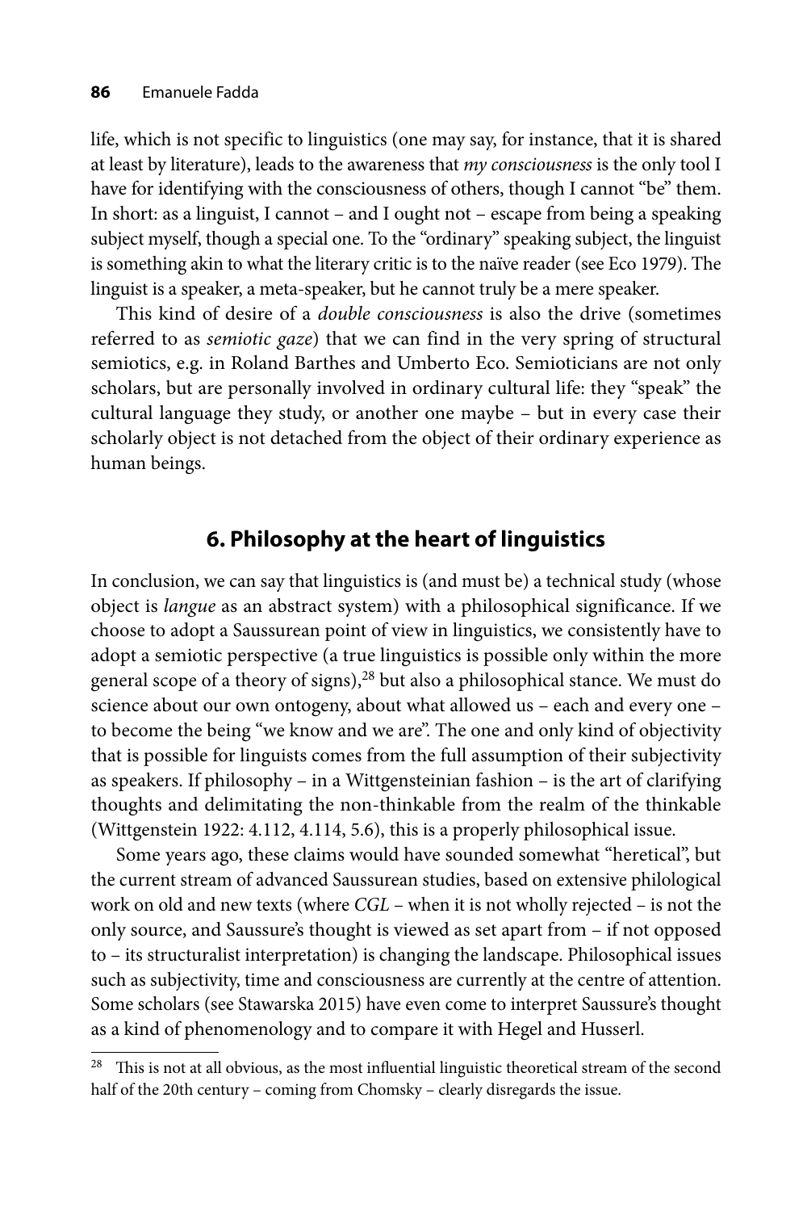life, which is not specific to linguistics (one may say, for instance, that it is shared at least by literature), leads to the awareness that *my consciousness* is the only tool I have for identifying with the consciousness of others, though I cannot "be" them. In short: as a linguist, I cannot – and I ought not – escape from being a speaking subject myself, though a special one. To the "ordinary" speaking subject, the linguist is something akin to what the literary critic is to the naïve reader (see Eco 1979). The linguist is a speaker, a meta-speaker, but he cannot truly be a mere speaker.

This kind of desire of a *double consciousness* is also the drive (sometimes referred to as *semiotic gaze*) that we can find in the very spring of structural semiotics, e.g. in Roland Barthes and Umberto Eco. Semioticians are not only scholars, but are personally involved in ordinary cultural life: they "speak" the cultural language they study, or another one maybe – but in every case their scholarly object is not detached from the object of their ordinary experience as human beings.

## 6. Philosophy at the heart of linguistics

In conclusion, we can say that linguistics is (and must be) a technical study (whose object is *langue* as an abstract system) with a philosophical significance. If we choose to adopt a Saussurean point of view in linguistics, we consistently have to adopt a semiotic perspective (a true linguistics is possible only within the more general scope of a theory of signs),[28] but also a philosophical stance. We must do science about our own ontogeny, about what allowed us – each and every one – to become the being "we know and we are". The one and only kind of objectivity that is possible for linguists comes from the full assumption of their subjectivity as speakers. If philosophy – in a Wittgensteinian fashion – is the art of clarifying thoughts and delimitating the non-thinkable from the realm of the thinkable (Wittgenstein 1922: 4.112, 4.114, 5.6), this is a properly philosophical issue.

Some years ago, these claims would have sounded somewhat "heretical", but the current stream of advanced Saussurean studies, based on extensive philological work on old and new texts (where *CGL* – when it is not wholly rejected – is not the only source, and Saussure's thought is viewed as set apart from – if not opposed to – its structuralist interpretation) is changing the landscape. Philosophical issues such as subjectivity, time and consciousness are currently at the centre of attention. Some scholars (see Stawarska 2015) have even come to interpret Saussure's thought as a kind of phenomenology and to compare it with Hegel and Husserl.

---

[28] This is not at all obvious, as the most influential linguistic theoretical stream of the second half of the 20th century – coming from Chomsky – clearly disregards the issue.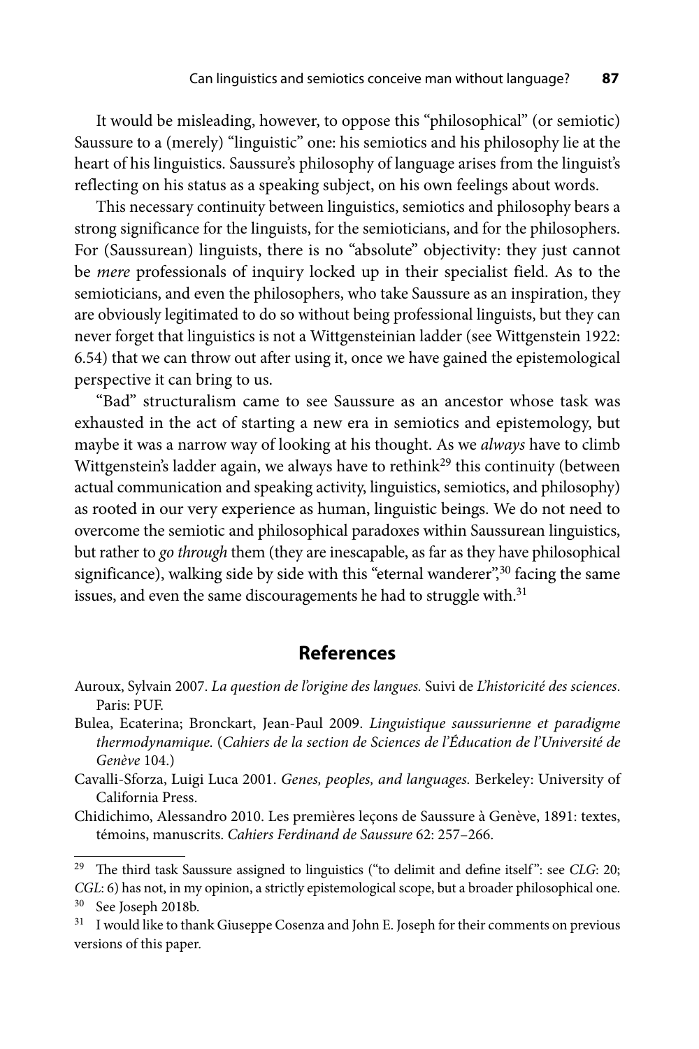It would be misleading, however, to oppose this "philosophical" (or semiotic) Saussure to a (merely) "linguistic" one: his semiotics and his philosophy lie at the heart of his linguistics. Saussure's philosophy of language arises from the linguist's reflecting on his status as a speaking subject, on his own feelings about words.

This necessary continuity between linguistics, semiotics and philosophy bears a strong significance for the linguists, for the semioticians, and for the philosophers. For (Saussurean) linguists, there is no "absolute" objectivity: they just cannot be *mere* professionals of inquiry locked up in their specialist field. As to the semioticians, and even the philosophers, who take Saussure as an inspiration, they are obviously legitimated to do so without being professional linguists, but they can never forget that linguistics is not a Wittgensteinian ladder (see Wittgenstein 1922: 6.54) that we can throw out after using it, once we have gained the epistemological perspective it can bring to us.

"Bad" structuralism came to see Saussure as an ancestor whose task was exhausted in the act of starting a new era in semiotics and epistemology, but maybe it was a narrow way of looking at his thought. As we *always* have to climb Wittgenstein's ladder again, we always have to rethink[29] this continuity (between actual communication and speaking activity, linguistics, semiotics, and philosophy) as rooted in our very experience as human, linguistic beings. We do not need to overcome the semiotic and philosophical paradoxes within Saussurean linguistics, but rather to *go through* them (they are inescapable, as far as they have philosophical significance), walking side by side with this "eternal wanderer",[30] facing the same issues, and even the same discouragements he had to struggle with.[31]

## References

Auroux, Sylvain 2007. *La question de l'origine des langues.* Suivi de *L'historicité des sciences*. Paris: PUF.

Bulea, Ecaterina; Bronckart, Jean-Paul 2009. *Linguistique saussurienne et paradigme thermodynamique.* (*Cahiers de la section de Sciences de l'Éducation de l'Université de Genève* 104.)

Cavalli-Sforza, Luigi Luca 2001. *Genes, peoples, and languages.* Berkeley: University of California Press.

Chidichimo, Alessandro 2010. Les premières leçons de Saussure à Genève, 1891: textes, témoins, manuscrits. *Cahiers Ferdinand de Saussure* 62: 257–266.

---

[29] The third task Saussure assigned to linguistics ("to delimit and define itself": see *CLG*: 20; *CGL*: 6) has not, in my opinion, a strictly epistemological scope, but a broader philosophical one.

[30] See Joseph 2018b.

[31] I would like to thank Giuseppe Cosenza and John E. Joseph for their comments on previous versions of this paper.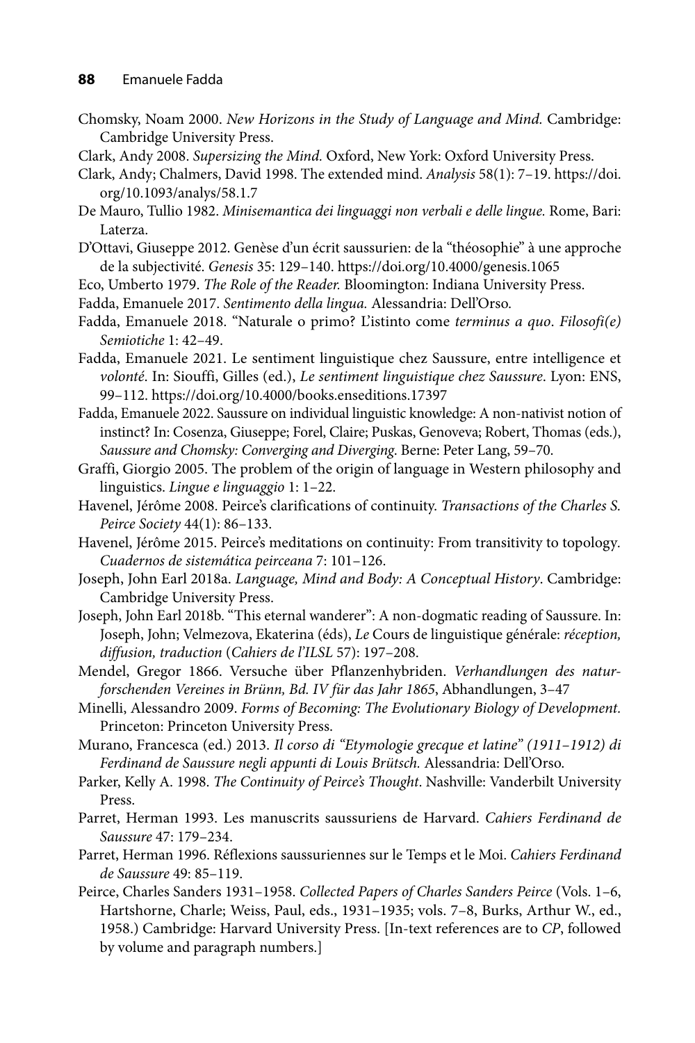Chomsky, Noam 2000. *New Horizons in the Study of Language and Mind.* Cambridge: Cambridge University Press.

Clark, Andy 2008. *Supersizing the Mind.* Oxford, New York: Oxford University Press.

Clark, Andy; Chalmers, David 1998. The extended mind. *Analysis* 58(1): 7–19. https://doi.org/10.1093/analys/58.1.7

De Mauro, Tullio 1982. *Minisemantica dei linguaggi non verbali e delle lingue.* Rome, Bari: Laterza.

D'Ottavi, Giuseppe 2012. Genèse d'un écrit saussurien: de la "théosophie" à une approche de la subjectivité. *Genesis* 35: 129–140. https://doi.org/10.4000/genesis.1065

Eco, Umberto 1979. *The Role of the Reader.* Bloomington: Indiana University Press.

Fadda, Emanuele 2017. *Sentimento della lingua.* Alessandria: Dell'Orso.

Fadda, Emanuele 2018. "Naturale o primo? L'istinto come *terminus a quo*. *Filosofi(e) Semiotiche* 1: 42–49.

Fadda, Emanuele 2021. Le sentiment linguistique chez Saussure, entre intelligence et *volonté.* In: Siouffi, Gilles (ed.), *Le sentiment linguistique chez Saussure*. Lyon: ENS, 99–112. https://doi.org/10.4000/books.enseditions.17397

Fadda, Emanuele 2022. Saussure on individual linguistic knowledge: A non-nativist notion of instinct? In: Cosenza, Giuseppe; Forel, Claire; Puskas, Genoveva; Robert, Thomas (eds.), *Saussure and Chomsky: Converging and Diverging*. Berne: Peter Lang, 59–70.

Graffi, Giorgio 2005. The problem of the origin of language in Western philosophy and linguistics. *Lingue e linguaggio* 1: 1–22.

Havenel, Jérôme 2008. Peirce's clarifications of continuity. *Transactions of the Charles S. Peirce Society* 44(1): 86–133.

Havenel, Jérôme 2015. Peirce's meditations on continuity: From transitivity to topology. *Cuadernos de sistemática peirceana* 7: 101–126.

Joseph, John Earl 2018a. *Language, Mind and Body: A Conceptual History*. Cambridge: Cambridge University Press.

Joseph, John Earl 2018b. "This eternal wanderer": A non-dogmatic reading of Saussure. In: Joseph, John; Velmezova, Ekaterina (éds), *Le* Cours de linguistique générale: *réception, diffusion, traduction* (*Cahiers de l'ILSL* 57): 197–208.

Mendel, Gregor 1866. Versuche über Pflanzenhybriden. *Verhandlungen des naturforschenden Vereines in Brünn, Bd. IV für das Jahr 1865*, Abhandlungen, 3–47

Minelli, Alessandro 2009. *Forms of Becoming: The Evolutionary Biology of Development.* Princeton: Princeton University Press.

Murano, Francesca (ed.) 2013. *Il corso di "Etymologie grecque et latine" (1911–1912) di Ferdinand de Saussure negli appunti di Louis Brütsch.* Alessandria: Dell'Orso.

Parker, Kelly A. 1998. *The Continuity of Peirce's Thought*. Nashville: Vanderbilt University Press.

Parret, Herman 1993. Les manuscrits saussuriens de Harvard. *Cahiers Ferdinand de Saussure* 47: 179–234.

Parret, Herman 1996. Réflexions saussuriennes sur le Temps et le Moi. *Cahiers Ferdinand de Saussure* 49: 85–119.

Peirce, Charles Sanders 1931–1958. *Collected Papers of Charles Sanders Peirce* (Vols. 1–6, Hartshorne, Charle; Weiss, Paul, eds., 1931–1935; vols. 7–8, Burks, Arthur W., ed., 1958.) Cambridge: Harvard University Press. [In-text references are to *CP*, followed by volume and paragraph numbers.]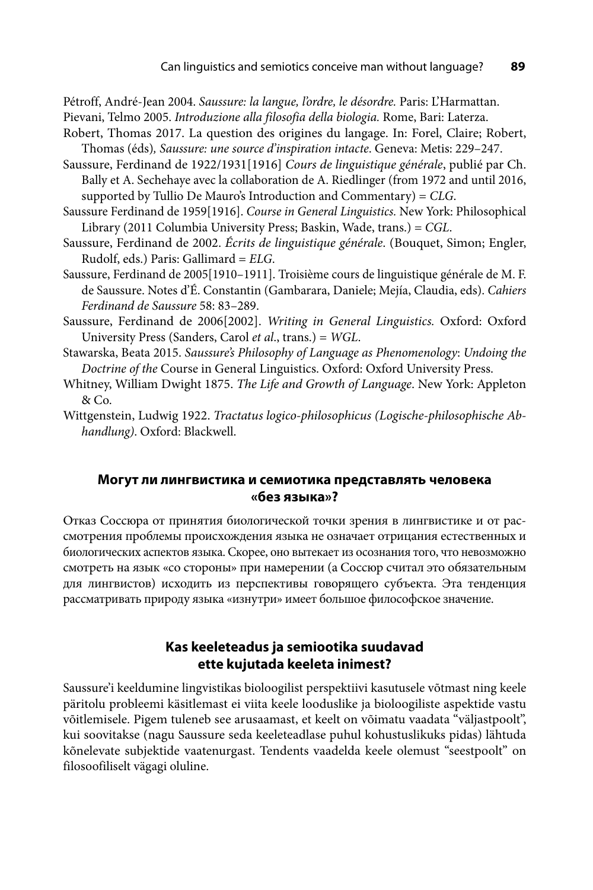Pétroff, André-Jean 2004. *Saussure: la langue, l'ordre, le désordre.* Paris: L'Harmattan.

Pievani, Telmo 2005. *Introduzione alla filosofia della biologia.* Rome, Bari: Laterza.

Robert, Thomas 2017. La question des origines du langage. In: Forel, Claire; Robert, Thomas (éds)*, Saussure: une source d'inspiration intacte*. Geneva: Metis: 229–247.

Saussure, Ferdinand de 1922/1931[1916] *Cours de linguistique générale*, publié par Ch. Bally et A. Sechehaye avec la collaboration de A. Riedlinger (from 1972 and until 2016, supported by Tullio De Mauro's Introduction and Commentary) = *CLG*.

Saussure Ferdinand de 1959[1916]. *Course in General Linguistics.* New York: Philosophical Library (2011 Columbia University Press; Baskin, Wade, trans.) = *CGL*.

Saussure, Ferdinand de 2002. *Écrits de linguistique générale*. (Bouquet, Simon; Engler, Rudolf, eds.) Paris: Gallimard = *ELG*.

Saussure, Ferdinand de 2005[1910–1911]. Troisième cours de linguistique générale de M. F. de Saussure. Notes d'É. Constantin (Gambarara, Daniele; Mejía, Claudia, eds). *Cahiers Ferdinand de Saussure* 58: 83–289.

Saussure, Ferdinand de 2006[2002]. *Writing in General Linguistics.* Oxford: Oxford University Press (Sanders, Carol *et al*., trans.) = *WGL*.

Stawarska, Beata 2015. *Saussure's Philosophy of Language as Phenomenology*: *Undoing the Doctrine of the* Course in General Linguistics. Oxford: Oxford University Press.

Whitney, William Dwight 1875. *The Life and Growth of Language*. New York: Appleton & Co.

Wittgenstein, Ludwig 1922. *Tractatus logico-philosophicus (Logische-philosophische Abhandlung)*. Oxford: Blackwell.

## Могут ли лингвистика и семиотика представлять человека «без языка»?

Отказ Соссюра от принятия биологической точки зрения в лингвистике и от рассмотрения проблемы происхождения языка не означает отрицания естественных и биологических аспектов языка. Скорее, оно вытекает из осознания того, что невозможно смотреть на язык «со стороны» при намерении (а Соссюр считал это обязательным для лингвистов) исходить из перспективы говорящего субъекта. Эта тенденция рассматривать природу языка «изнутри» имеет большое философское значение.

## Kas keeleteadus ja semiootika suudavad ette kujutada keeleta inimest?

Saussure'i keeldumine lingvistikas bioloogilist perspektiivi kasutusele võtmast ning keele päritolu probleemi käsitlemast ei viita keele looduslike ja bioloogiliste aspektide vastu võitlemisele. Pigem tuleneb see arusaamast, et keelt on võimatu vaadata "väljastpoolt", kui soovitakse (nagu Saussure seda keeleteadlase puhul kohustuslikuks pidas) lähtuda kõnelevate subjektide vaatenurgast. Tendents vaadelda keele olemust "seestpoolt" on filosoofiliselt vägagi oluline.